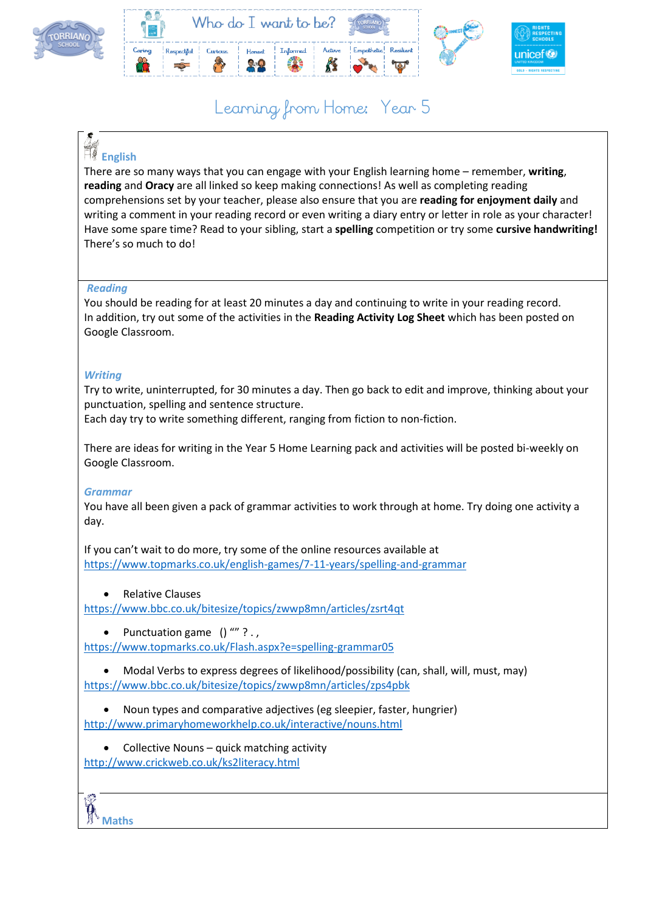Who do I want to be?

Caring | Respectful | Curious | Honest | Informed | Active | Empathetic | Resilient

# Learning from Home: Year 5

## English

There are so many ways that you can engage with your English learning home – remember, **writing**, **reading** and **Oracy** are all linked so keep making connections! As well as completing reading comprehensions set by your teacher, please also ensure that you are **reading for enjoyment daily** and writing a comment in your reading record or even writing a diary entry or letter in role as your character! Have some spare time? Read to your sibling, start a **spelling** competition or try some **cursive handwriting!** There's so much to do!

### *Reading*

You should be reading for at least 20 minutes a day and continuing to write in your reading record.
In addition, try out some of the activities in the **Reading Activity Log Sheet** which has been posted on Google Classroom.

### *Writing*

Try to write, uninterrupted, for 30 minutes a day. Then go back to edit and improve, thinking about your punctuation, spelling and sentence structure.
Each day try to write something different, ranging from fiction to non-fiction.

There are ideas for writing in the Year 5 Home Learning pack and activities will be posted bi-weekly on Google Classroom.

### *Grammar*

You have all been given a pack of grammar activities to work through at home. Try doing one activity a day.

If you can't wait to do more, try some of the online resources available at
https://www.topmarks.co.uk/english-games/7-11-years/spelling-and-grammar

- Relative Clauses

https://www.bbc.co.uk/bitesize/topics/zwwp8mn/articles/zsrt4qt

- Punctuation game () "" ? . ,

https://www.topmarks.co.uk/Flash.aspx?e=spelling-grammar05

- Modal Verbs to express degrees of likelihood/possibility (can, shall, will, must, may)

https://www.bbc.co.uk/bitesize/topics/zwwp8mn/articles/zps4pbk

- Noun types and comparative adjectives (eg sleepier, faster, hungrier)

http://www.primaryhomeworkhelp.co.uk/interactive/nouns.html

- Collective Nouns – quick matching activity

http://www.crickweb.co.uk/ks2literacy.html

## Maths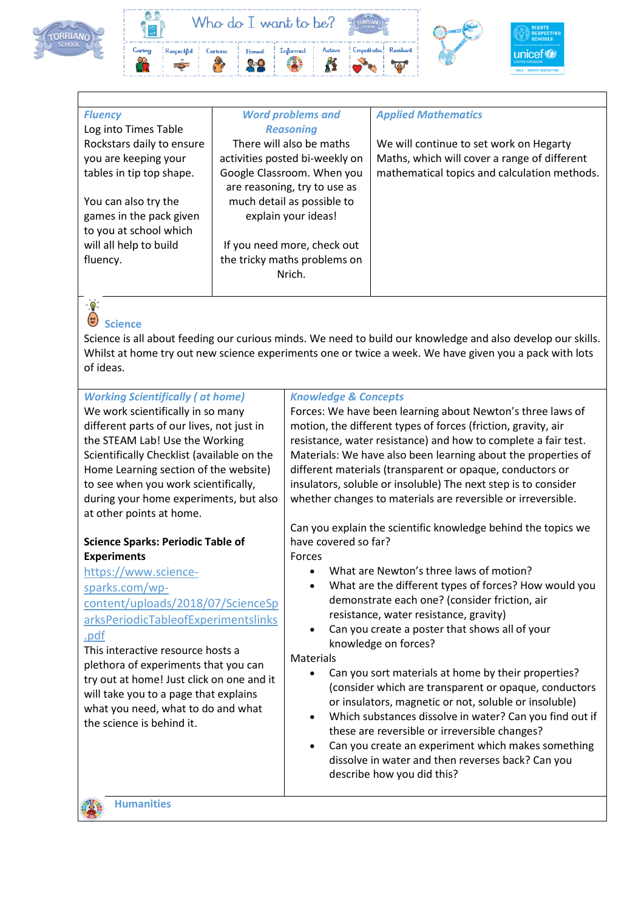Who do I want to be?

Caring | Respectful | Curious | Honest | Informed | Active | Empathetic | Resilient

| *Fluency* | *Word problems and Reasoning* | *Applied Mathematics* |
| --- | --- | --- |
| Log into Times Table Rockstars daily to ensure you are keeping your tables in tip top shape.<br><br>You can also try the games in the pack given to you at school which will all help to build fluency. | There will also be maths activities posted bi-weekly on Google Classroom. When you are reasoning, try to use as much detail as possible to explain your ideas!<br><br>If you need more, check out the tricky maths problems on Nrich. | We will continue to set work on Hegarty Maths, which will cover a range of different mathematical topics and calculation methods. |

## Science

Science is all about feeding our curious minds. We need to build our knowledge and also develop our skills. Whilst at home try out new science experiments one or twice a week. We have given you a pack with lots of ideas.

### *Working Scientifically ( at home)*

We work scientifically in so many different parts of our lives, not just in the STEAM Lab! Use the Working Scientifically Checklist (available on the Home Learning section of the website) to see when you work scientifically, during your home experiments, but also at other points at home.

**Science Sparks: Periodic Table of Experiments**

https://www.science-sparks.com/wp-content/uploads/2018/07/ScienceSparksPeriodicTableofExperimentslinks.pdf

This interactive resource hosts a plethora of experiments that you can try out at home! Just click on one and it will take you to a page that explains what you need, what to do and what the science is behind it.

### *Knowledge & Concepts*

Forces: We have been learning about Newton's three laws of motion, the different types of forces (friction, gravity, air resistance, water resistance) and how to complete a fair test. Materials: We have also been learning about the properties of different materials (transparent or opaque, conductors or insulators, soluble or insoluble) The next step is to consider whether changes to materials are reversible or irreversible.

Can you explain the scientific knowledge behind the topics we have covered so far?

Forces

- What are Newton's three laws of motion?
- What are the different types of forces? How would you demonstrate each one? (consider friction, air resistance, water resistance, gravity)
- Can you create a poster that shows all of your knowledge on forces?

Materials

- Can you sort materials at home by their properties? (consider which are transparent or opaque, conductors or insulators, magnetic or not, soluble or insoluble)
- Which substances dissolve in water? Can you find out if these are reversible or irreversible changes?
- Can you create an experiment which makes something dissolve in water and then reverses back? Can you describe how you did this?

## Humanities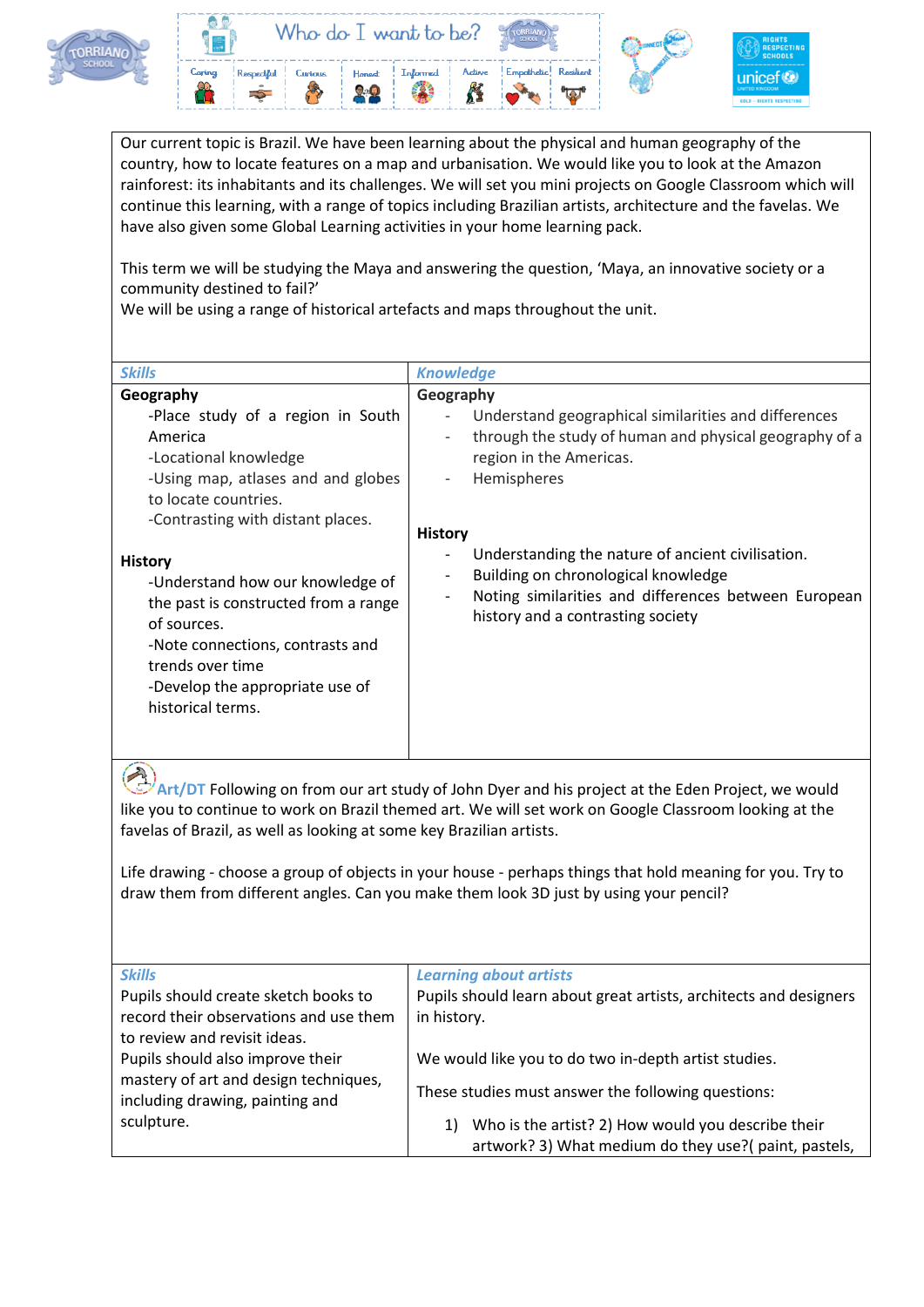Our current topic is Brazil. We have been learning about the physical and human geography of the country, how to locate features on a map and urbanisation. We would like you to look at the Amazon rainforest: its inhabitants and its challenges. We will set you mini projects on Google Classroom which will continue this learning, with a range of topics including Brazilian artists, architecture and the favelas. We have also given some Global Learning activities in your home learning pack.

This term we will be studying the Maya and answering the question, 'Maya, an innovative society or a community destined to fail?'
We will be using a range of historical artefacts and maps throughout the unit.

| ***Skills*** | ***Knowledge*** |
|---|---|
| **Geography**<br>-Place study of a region in South America<br>-Locational knowledge<br>-Using map, atlases and and globes to locate countries.<br>-Contrasting with distant places.<br><br>**History**<br>-Understand how our knowledge of the past is constructed from a range of sources.<br>-Note connections, contrasts and trends over time<br>-Develop the appropriate use of historical terms. | **Geography**<br>- Understand geographical similarities and differences<br>- through the study of human and physical geography of a region in the Americas.<br>- Hemispheres<br><br>**History**<br>- Understanding the nature of ancient civilisation.<br>- Building on chronological knowledge<br>- Noting similarities and differences between European history and a contrasting society |

**Art/DT** Following on from our art study of John Dyer and his project at the Eden Project, we would like you to continue to work on Brazil themed art. We will set work on Google Classroom looking at the favelas of Brazil, as well as looking at some key Brazilian artists.

Life drawing - choose a group of objects in your house - perhaps things that hold meaning for you. Try to draw them from different angles. Can you make them look 3D just by using your pencil?

| ***Skills*** | ***Learning about artists*** |
|---|---|
| Pupils should create sketch books to record their observations and use them to review and revisit ideas.<br>Pupils should also improve their mastery of art and design techniques, including drawing, painting and sculpture. | Pupils should learn about great artists, architects and designers in history.<br><br>We would like you to do two in-depth artist studies.<br><br>These studies must answer the following questions:<br><br>1) Who is the artist? 2) How would you describe their artwork? 3) What medium do they use?( paint, pastels, |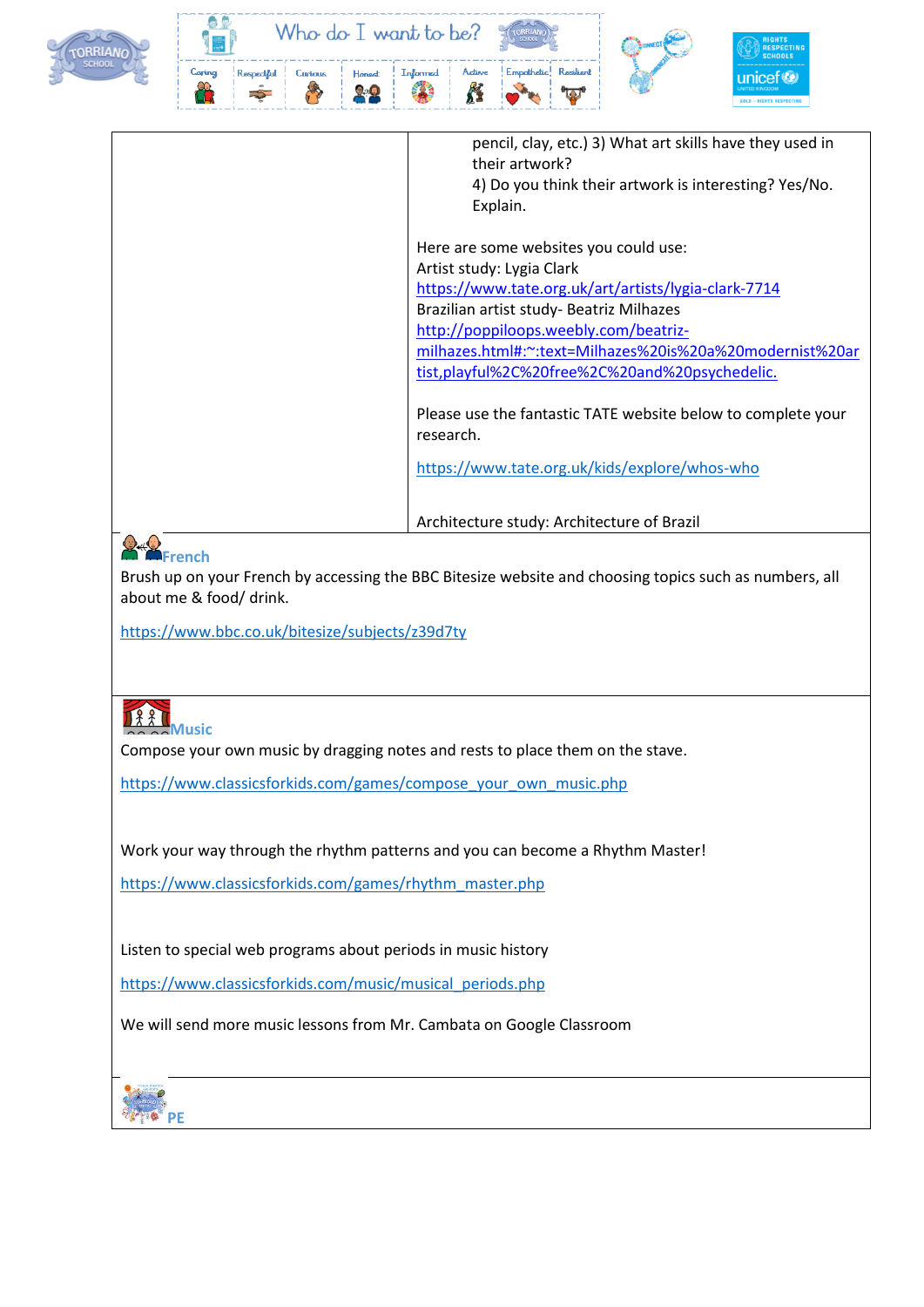| | pencil, clay, etc.) 3) What art skills have they used in their artwork?<br>4) Do you think their artwork is interesting? Yes/No. Explain.<br><br>Here are some websites you could use:<br>Artist study: Lygia Clark<br>https://www.tate.org.uk/art/artists/lygia-clark-7714<br>Brazilian artist study- Beatriz Milhazes<br>http://poppiloops.weebly.com/beatriz-milhazes.html#:~:text=Milhazes%20is%20a%20modernist%20artist,playful%2C%20free%2C%20and%20psychedelic.<br><br>Please use the fantastic TATE website below to complete your research.<br><br>https://www.tate.org.uk/kids/explore/whos-who<br><br>Architecture study: Architecture of Brazil |
|---|---|

## French

Brush up on your French by accessing the BBC Bitesize website and choosing topics such as numbers, all about me & food/ drink.

https://www.bbc.co.uk/bitesize/subjects/z39d7ty

## Music

Compose your own music by dragging notes and rests to place them on the stave.

https://www.classicsforkids.com/games/compose_your_own_music.php

Work your way through the rhythm patterns and you can become a Rhythm Master!

https://www.classicsforkids.com/games/rhythm_master.php

Listen to special web programs about periods in music history

https://www.classicsforkids.com/music/musical_periods.php

We will send more music lessons from Mr. Cambata on Google Classroom

## PE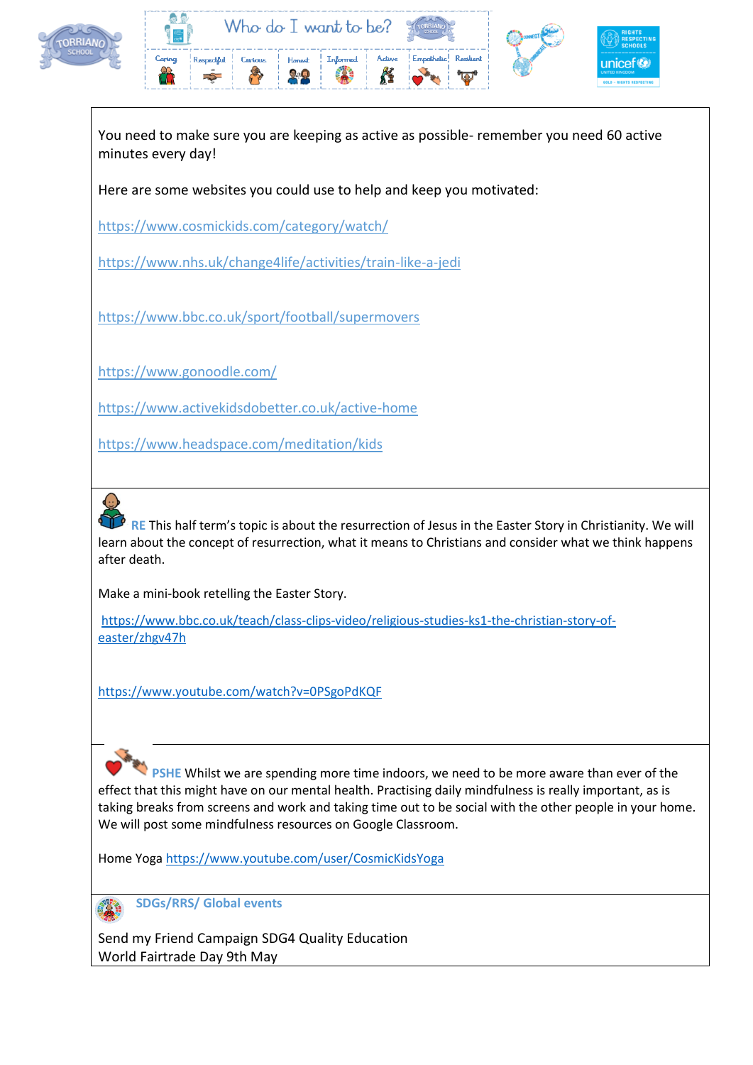Who do I want to be?

Caring | Respectful | Curious | Honest | Informed | Active | Empathetic | Resilient

You need to make sure you are keeping as active as possible- remember you need 60 active minutes every day!

Here are some websites you could use to help and keep you motivated:

https://www.cosmickids.com/category/watch/

https://www.nhs.uk/change4life/activities/train-like-a-jedi

https://www.bbc.co.uk/sport/football/supermovers

https://www.gonoodle.com/

https://www.activekidsdobetter.co.uk/active-home

https://www.headspace.com/meditation/kids

**RE** This half term's topic is about the resurrection of Jesus in the Easter Story in Christianity. We will learn about the concept of resurrection, what it means to Christians and consider what we think happens after death.

Make a mini-book retelling the Easter Story.

https://www.bbc.co.uk/teach/class-clips-video/religious-studies-ks1-the-christian-story-of-easter/zhgv47h

https://www.youtube.com/watch?v=0PSgoPdKQF

**PSHE** Whilst we are spending more time indoors, we need to be more aware than ever of the effect that this might have on our mental health. Practising daily mindfulness is really important, as is taking breaks from screens and work and taking time out to be social with the other people in your home. We will post some mindfulness resources on Google Classroom.

Home Yoga https://www.youtube.com/user/CosmicKidsYoga

**SDGs/RRS/ Global events**

Send my Friend Campaign SDG4 Quality Education
World Fairtrade Day 9th May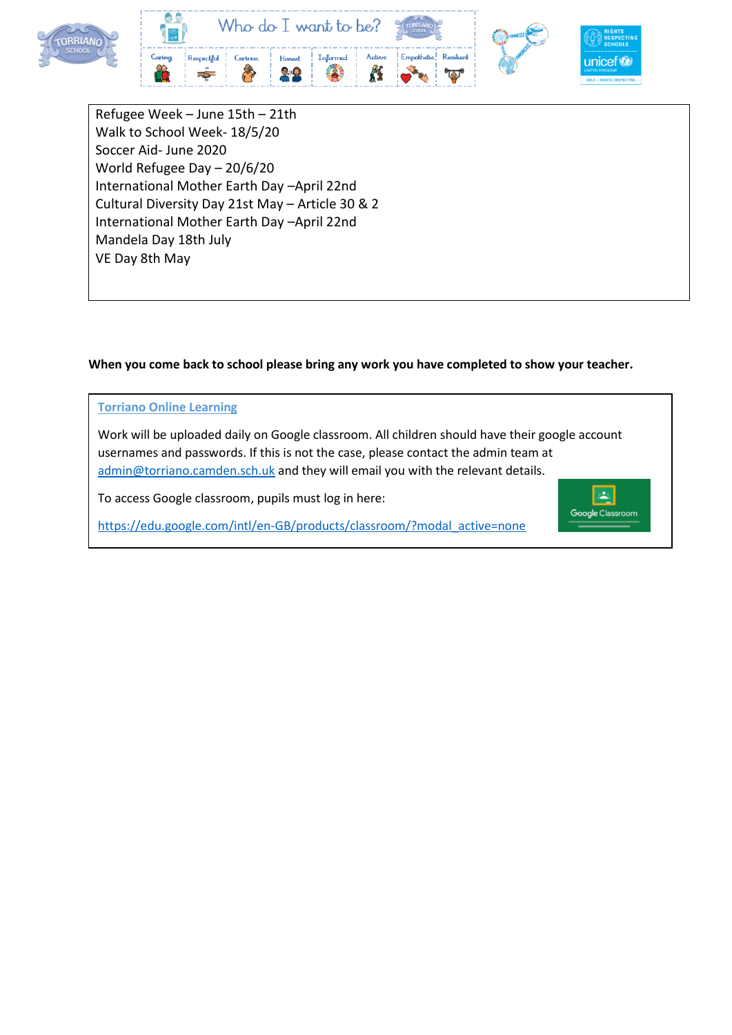Refugee Week – June 15th – 21th
Walk to School Week- 18/5/20
Soccer Aid- June 2020
World Refugee Day – 20/6/20
International Mother Earth Day –April 22nd
Cultural Diversity Day 21st May – Article 30 & 2
International Mother Earth Day –April 22nd
Mandela Day 18th July
VE Day 8th May

**When you come back to school please bring any work you have completed to show your teacher.**

**Torriano Online Learning**

Work will be uploaded daily on Google classroom. All children should have their google account usernames and passwords. If this is not the case, please contact the admin team at admin@torriano.camden.sch.uk and they will email you with the relevant details.

To access Google classroom, pupils must log in here:

https://edu.google.com/intl/en-GB/products/classroom/?modal_active=none